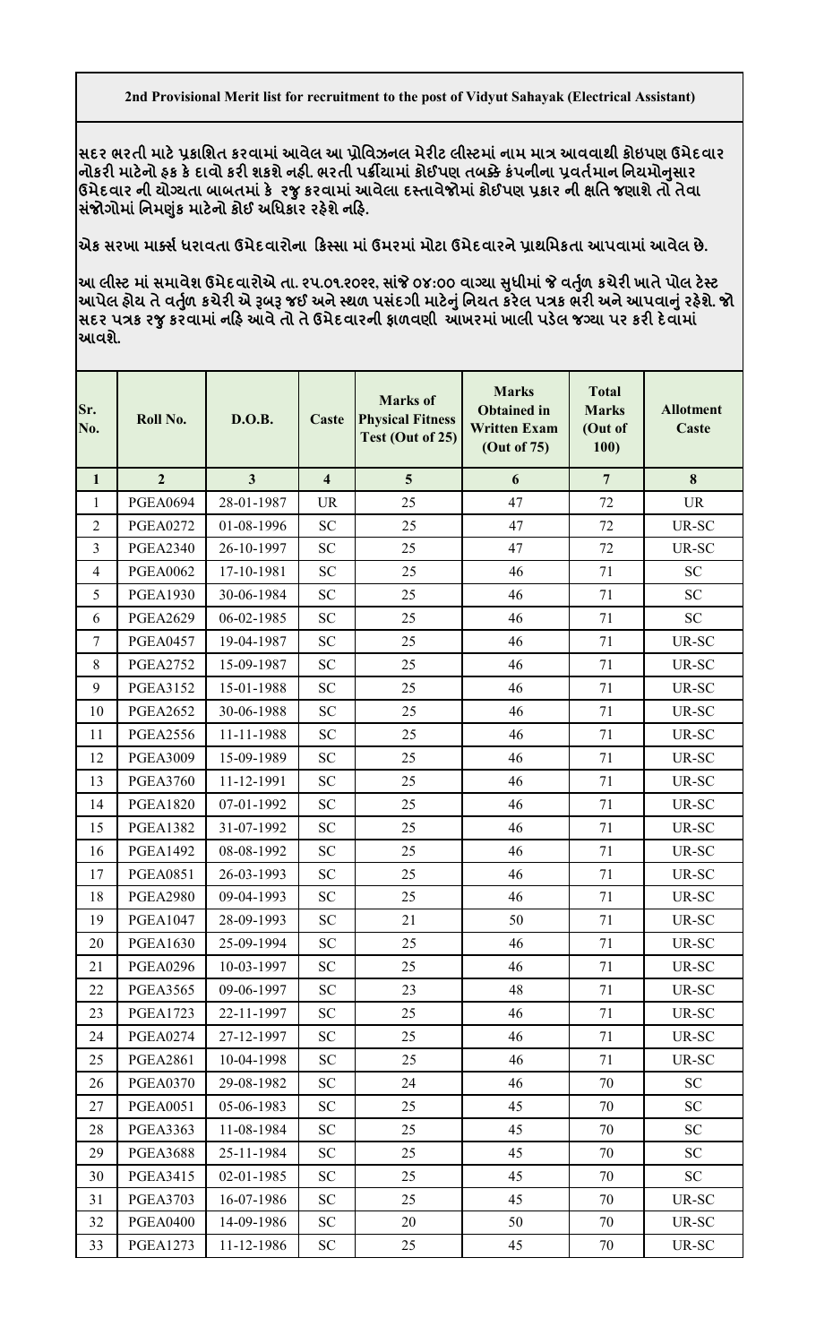**2nd Provisional Merit list for recruitment to the post of Vidyut Sahayak (Electrical Assistant)**

**સદર ભરતી માટે પ્રકાશિત કરવામાં આવેલ આ પ્રોવિઝનલ મેરીટ લીસ્ટમાં નામ માત્ર આવવાથી કોઇપણ ઉમેદવાર નોકરી માટેનો હક કે દાવો કરી શકશે નહી. ભરતી પક્રીયામાં કોઈપણ તબક્કે કંપનીના પ્રવર્તમાન નિયમોનુસાર ઉમેદવાર ની યોગ્યતા બાબતમાં કે રજુ કરવામાં આવેલા દસ્તાવેજોમાં કોઈપણ પ્રકાર ની ક્ષતિ જણાશે તો તેવા સંજોગોમાં નિમણુંક માટેનો કોઈ અધિકાર રહેશે નહિ.**

**એક સરખા માર્ક્સ ધરાવતા ઉમેદવારોના કિસ્સા માં ઉમરમાં મોટા ઉમેદવારને પ્રાથમિકતા આપવામાં આવેલ છે.**

**આ લીસ્ટ માં સમાવેશ ઉમેદવારોએ તા. ૨૫.૦૧.૨૦૨૨, સાંજે ૦૪:૦૦ વાગ્યા સુધીમાં જે વર્તુળ કચેરી ખાતે પોલ ટેસ્ટ આપેલ હોય તે વર્તુળ કચેરી એ રૂબરૂ જઈ અને સ્થળ પસંદગી માટેનું નિયત કરેલ પત્રક ભરી અને આપવાનું રહેશે. જો સદર પત્રક રજુ કરવામાં નહિ આવે તો તે ઉમેદવારની ફાળવણી આખરમાં ખાલી પડેલ જગ્યા પર કરી દેવામાં આવશે.**

| Sr. No. | Roll No. | D.O.B. | Caste | Marks of Physical Fitness Test (Out of 25) | Marks Obtained in Written Exam (Out of 75) | Total Marks (Out of 100) | Allotment Caste |
|---|---|---|---|---|---|---|---|
| 1 | 2 | 3 | 4 | 5 | 6 | 7 | 8 |
| 1 | PGEA0694 | 28-01-1987 | UR | 25 | 47 | 72 | UR |
| 2 | PGEA0272 | 01-08-1996 | SC | 25 | 47 | 72 | UR-SC |
| 3 | PGEA2340 | 26-10-1997 | SC | 25 | 47 | 72 | UR-SC |
| 4 | PGEA0062 | 17-10-1981 | SC | 25 | 46 | 71 | SC |
| 5 | PGEA1930 | 30-06-1984 | SC | 25 | 46 | 71 | SC |
| 6 | PGEA2629 | 06-02-1985 | SC | 25 | 46 | 71 | SC |
| 7 | PGEA0457 | 19-04-1987 | SC | 25 | 46 | 71 | UR-SC |
| 8 | PGEA2752 | 15-09-1987 | SC | 25 | 46 | 71 | UR-SC |
| 9 | PGEA3152 | 15-01-1988 | SC | 25 | 46 | 71 | UR-SC |
| 10 | PGEA2652 | 30-06-1988 | SC | 25 | 46 | 71 | UR-SC |
| 11 | PGEA2556 | 11-11-1988 | SC | 25 | 46 | 71 | UR-SC |
| 12 | PGEA3009 | 15-09-1989 | SC | 25 | 46 | 71 | UR-SC |
| 13 | PGEA3760 | 11-12-1991 | SC | 25 | 46 | 71 | UR-SC |
| 14 | PGEA1820 | 07-01-1992 | SC | 25 | 46 | 71 | UR-SC |
| 15 | PGEA1382 | 31-07-1992 | SC | 25 | 46 | 71 | UR-SC |
| 16 | PGEA1492 | 08-08-1992 | SC | 25 | 46 | 71 | UR-SC |
| 17 | PGEA0851 | 26-03-1993 | SC | 25 | 46 | 71 | UR-SC |
| 18 | PGEA2980 | 09-04-1993 | SC | 25 | 46 | 71 | UR-SC |
| 19 | PGEA1047 | 28-09-1993 | SC | 21 | 50 | 71 | UR-SC |
| 20 | PGEA1630 | 25-09-1994 | SC | 25 | 46 | 71 | UR-SC |
| 21 | PGEA0296 | 10-03-1997 | SC | 25 | 46 | 71 | UR-SC |
| 22 | PGEA3565 | 09-06-1997 | SC | 23 | 48 | 71 | UR-SC |
| 23 | PGEA1723 | 22-11-1997 | SC | 25 | 46 | 71 | UR-SC |
| 24 | PGEA0274 | 27-12-1997 | SC | 25 | 46 | 71 | UR-SC |
| 25 | PGEA2861 | 10-04-1998 | SC | 25 | 46 | 71 | UR-SC |
| 26 | PGEA0370 | 29-08-1982 | SC | 24 | 46 | 70 | SC |
| 27 | PGEA0051 | 05-06-1983 | SC | 25 | 45 | 70 | SC |
| 28 | PGEA3363 | 11-08-1984 | SC | 25 | 45 | 70 | SC |
| 29 | PGEA3688 | 25-11-1984 | SC | 25 | 45 | 70 | SC |
| 30 | PGEA3415 | 02-01-1985 | SC | 25 | 45 | 70 | SC |
| 31 | PGEA3703 | 16-07-1986 | SC | 25 | 45 | 70 | UR-SC |
| 32 | PGEA0400 | 14-09-1986 | SC | 20 | 50 | 70 | UR-SC |
| 33 | PGEA1273 | 11-12-1986 | SC | 25 | 45 | 70 | UR-SC |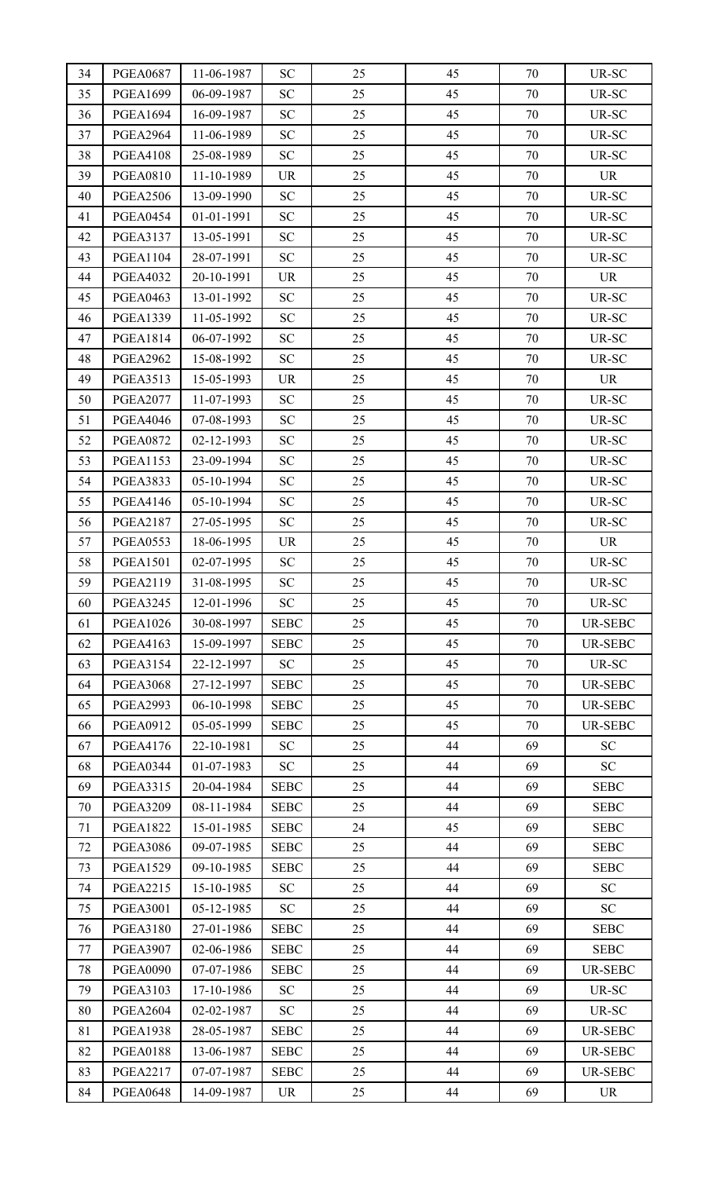| 34 | PGEA0687 | 11-06-1987 | SC | 25 | 45 | 70 | UR-SC |
|---|---|---|---|---|---|---|---|
| 35 | PGEA1699 | 06-09-1987 | SC | 25 | 45 | 70 | UR-SC |
| 36 | PGEA1694 | 16-09-1987 | SC | 25 | 45 | 70 | UR-SC |
| 37 | PGEA2964 | 11-06-1989 | SC | 25 | 45 | 70 | UR-SC |
| 38 | PGEA4108 | 25-08-1989 | SC | 25 | 45 | 70 | UR-SC |
| 39 | PGEA0810 | 11-10-1989 | UR | 25 | 45 | 70 | UR |
| 40 | PGEA2506 | 13-09-1990 | SC | 25 | 45 | 70 | UR-SC |
| 41 | PGEA0454 | 01-01-1991 | SC | 25 | 45 | 70 | UR-SC |
| 42 | PGEA3137 | 13-05-1991 | SC | 25 | 45 | 70 | UR-SC |
| 43 | PGEA1104 | 28-07-1991 | SC | 25 | 45 | 70 | UR-SC |
| 44 | PGEA4032 | 20-10-1991 | UR | 25 | 45 | 70 | UR |
| 45 | PGEA0463 | 13-01-1992 | SC | 25 | 45 | 70 | UR-SC |
| 46 | PGEA1339 | 11-05-1992 | SC | 25 | 45 | 70 | UR-SC |
| 47 | PGEA1814 | 06-07-1992 | SC | 25 | 45 | 70 | UR-SC |
| 48 | PGEA2962 | 15-08-1992 | SC | 25 | 45 | 70 | UR-SC |
| 49 | PGEA3513 | 15-05-1993 | UR | 25 | 45 | 70 | UR |
| 50 | PGEA2077 | 11-07-1993 | SC | 25 | 45 | 70 | UR-SC |
| 51 | PGEA4046 | 07-08-1993 | SC | 25 | 45 | 70 | UR-SC |
| 52 | PGEA0872 | 02-12-1993 | SC | 25 | 45 | 70 | UR-SC |
| 53 | PGEA1153 | 23-09-1994 | SC | 25 | 45 | 70 | UR-SC |
| 54 | PGEA3833 | 05-10-1994 | SC | 25 | 45 | 70 | UR-SC |
| 55 | PGEA4146 | 05-10-1994 | SC | 25 | 45 | 70 | UR-SC |
| 56 | PGEA2187 | 27-05-1995 | SC | 25 | 45 | 70 | UR-SC |
| 57 | PGEA0553 | 18-06-1995 | UR | 25 | 45 | 70 | UR |
| 58 | PGEA1501 | 02-07-1995 | SC | 25 | 45 | 70 | UR-SC |
| 59 | PGEA2119 | 31-08-1995 | SC | 25 | 45 | 70 | UR-SC |
| 60 | PGEA3245 | 12-01-1996 | SC | 25 | 45 | 70 | UR-SC |
| 61 | PGEA1026 | 30-08-1997 | SEBC | 25 | 45 | 70 | UR-SEBC |
| 62 | PGEA4163 | 15-09-1997 | SEBC | 25 | 45 | 70 | UR-SEBC |
| 63 | PGEA3154 | 22-12-1997 | SC | 25 | 45 | 70 | UR-SC |
| 64 | PGEA3068 | 27-12-1997 | SEBC | 25 | 45 | 70 | UR-SEBC |
| 65 | PGEA2993 | 06-10-1998 | SEBC | 25 | 45 | 70 | UR-SEBC |
| 66 | PGEA0912 | 05-05-1999 | SEBC | 25 | 45 | 70 | UR-SEBC |
| 67 | PGEA4176 | 22-10-1981 | SC | 25 | 44 | 69 | SC |
| 68 | PGEA0344 | 01-07-1983 | SC | 25 | 44 | 69 | SC |
| 69 | PGEA3315 | 20-04-1984 | SEBC | 25 | 44 | 69 | SEBC |
| 70 | PGEA3209 | 08-11-1984 | SEBC | 25 | 44 | 69 | SEBC |
| 71 | PGEA1822 | 15-01-1985 | SEBC | 24 | 45 | 69 | SEBC |
| 72 | PGEA3086 | 09-07-1985 | SEBC | 25 | 44 | 69 | SEBC |
| 73 | PGEA1529 | 09-10-1985 | SEBC | 25 | 44 | 69 | SEBC |
| 74 | PGEA2215 | 15-10-1985 | SC | 25 | 44 | 69 | SC |
| 75 | PGEA3001 | 05-12-1985 | SC | 25 | 44 | 69 | SC |
| 76 | PGEA3180 | 27-01-1986 | SEBC | 25 | 44 | 69 | SEBC |
| 77 | PGEA3907 | 02-06-1986 | SEBC | 25 | 44 | 69 | SEBC |
| 78 | PGEA0090 | 07-07-1986 | SEBC | 25 | 44 | 69 | UR-SEBC |
| 79 | PGEA3103 | 17-10-1986 | SC | 25 | 44 | 69 | UR-SC |
| 80 | PGEA2604 | 02-02-1987 | SC | 25 | 44 | 69 | UR-SC |
| 81 | PGEA1938 | 28-05-1987 | SEBC | 25 | 44 | 69 | UR-SEBC |
| 82 | PGEA0188 | 13-06-1987 | SEBC | 25 | 44 | 69 | UR-SEBC |
| 83 | PGEA2217 | 07-07-1987 | SEBC | 25 | 44 | 69 | UR-SEBC |
| 84 | PGEA0648 | 14-09-1987 | UR | 25 | 44 | 69 | UR |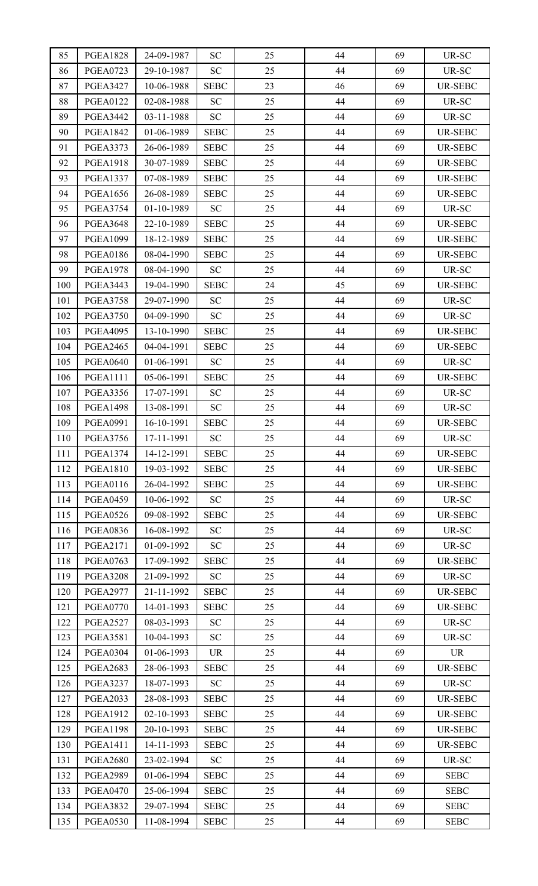| 85 | PGEA1828 | 24-09-1987 | SC | 25 | 44 | 69 | UR-SC |
|---|---|---|---|---|---|---|---|
| 86 | PGEA0723 | 29-10-1987 | SC | 25 | 44 | 69 | UR-SC |
| 87 | PGEA3427 | 10-06-1988 | SEBC | 23 | 46 | 69 | UR-SEBC |
| 88 | PGEA0122 | 02-08-1988 | SC | 25 | 44 | 69 | UR-SC |
| 89 | PGEA3442 | 03-11-1988 | SC | 25 | 44 | 69 | UR-SC |
| 90 | PGEA1842 | 01-06-1989 | SEBC | 25 | 44 | 69 | UR-SEBC |
| 91 | PGEA3373 | 26-06-1989 | SEBC | 25 | 44 | 69 | UR-SEBC |
| 92 | PGEA1918 | 30-07-1989 | SEBC | 25 | 44 | 69 | UR-SEBC |
| 93 | PGEA1337 | 07-08-1989 | SEBC | 25 | 44 | 69 | UR-SEBC |
| 94 | PGEA1656 | 26-08-1989 | SEBC | 25 | 44 | 69 | UR-SEBC |
| 95 | PGEA3754 | 01-10-1989 | SC | 25 | 44 | 69 | UR-SC |
| 96 | PGEA3648 | 22-10-1989 | SEBC | 25 | 44 | 69 | UR-SEBC |
| 97 | PGEA1099 | 18-12-1989 | SEBC | 25 | 44 | 69 | UR-SEBC |
| 98 | PGEA0186 | 08-04-1990 | SEBC | 25 | 44 | 69 | UR-SEBC |
| 99 | PGEA1978 | 08-04-1990 | SC | 25 | 44 | 69 | UR-SC |
| 100 | PGEA3443 | 19-04-1990 | SEBC | 24 | 45 | 69 | UR-SEBC |
| 101 | PGEA3758 | 29-07-1990 | SC | 25 | 44 | 69 | UR-SC |
| 102 | PGEA3750 | 04-09-1990 | SC | 25 | 44 | 69 | UR-SC |
| 103 | PGEA4095 | 13-10-1990 | SEBC | 25 | 44 | 69 | UR-SEBC |
| 104 | PGEA2465 | 04-04-1991 | SEBC | 25 | 44 | 69 | UR-SEBC |
| 105 | PGEA0640 | 01-06-1991 | SC | 25 | 44 | 69 | UR-SC |
| 106 | PGEA1111 | 05-06-1991 | SEBC | 25 | 44 | 69 | UR-SEBC |
| 107 | PGEA3356 | 17-07-1991 | SC | 25 | 44 | 69 | UR-SC |
| 108 | PGEA1498 | 13-08-1991 | SC | 25 | 44 | 69 | UR-SC |
| 109 | PGEA0991 | 16-10-1991 | SEBC | 25 | 44 | 69 | UR-SEBC |
| 110 | PGEA3756 | 17-11-1991 | SC | 25 | 44 | 69 | UR-SC |
| 111 | PGEA1374 | 14-12-1991 | SEBC | 25 | 44 | 69 | UR-SEBC |
| 112 | PGEA1810 | 19-03-1992 | SEBC | 25 | 44 | 69 | UR-SEBC |
| 113 | PGEA0116 | 26-04-1992 | SEBC | 25 | 44 | 69 | UR-SEBC |
| 114 | PGEA0459 | 10-06-1992 | SC | 25 | 44 | 69 | UR-SC |
| 115 | PGEA0526 | 09-08-1992 | SEBC | 25 | 44 | 69 | UR-SEBC |
| 116 | PGEA0836 | 16-08-1992 | SC | 25 | 44 | 69 | UR-SC |
| 117 | PGEA2171 | 01-09-1992 | SC | 25 | 44 | 69 | UR-SC |
| 118 | PGEA0763 | 17-09-1992 | SEBC | 25 | 44 | 69 | UR-SEBC |
| 119 | PGEA3208 | 21-09-1992 | SC | 25 | 44 | 69 | UR-SC |
| 120 | PGEA2977 | 21-11-1992 | SEBC | 25 | 44 | 69 | UR-SEBC |
| 121 | PGEA0770 | 14-01-1993 | SEBC | 25 | 44 | 69 | UR-SEBC |
| 122 | PGEA2527 | 08-03-1993 | SC | 25 | 44 | 69 | UR-SC |
| 123 | PGEA3581 | 10-04-1993 | SC | 25 | 44 | 69 | UR-SC |
| 124 | PGEA0304 | 01-06-1993 | UR | 25 | 44 | 69 | UR |
| 125 | PGEA2683 | 28-06-1993 | SEBC | 25 | 44 | 69 | UR-SEBC |
| 126 | PGEA3237 | 18-07-1993 | SC | 25 | 44 | 69 | UR-SC |
| 127 | PGEA2033 | 28-08-1993 | SEBC | 25 | 44 | 69 | UR-SEBC |
| 128 | PGEA1912 | 02-10-1993 | SEBC | 25 | 44 | 69 | UR-SEBC |
| 129 | PGEA1198 | 20-10-1993 | SEBC | 25 | 44 | 69 | UR-SEBC |
| 130 | PGEA1411 | 14-11-1993 | SEBC | 25 | 44 | 69 | UR-SEBC |
| 131 | PGEA2680 | 23-02-1994 | SC | 25 | 44 | 69 | UR-SC |
| 132 | PGEA2989 | 01-06-1994 | SEBC | 25 | 44 | 69 | SEBC |
| 133 | PGEA0470 | 25-06-1994 | SEBC | 25 | 44 | 69 | SEBC |
| 134 | PGEA3832 | 29-07-1994 | SEBC | 25 | 44 | 69 | SEBC |
| 135 | PGEA0530 | 11-08-1994 | SEBC | 25 | 44 | 69 | SEBC |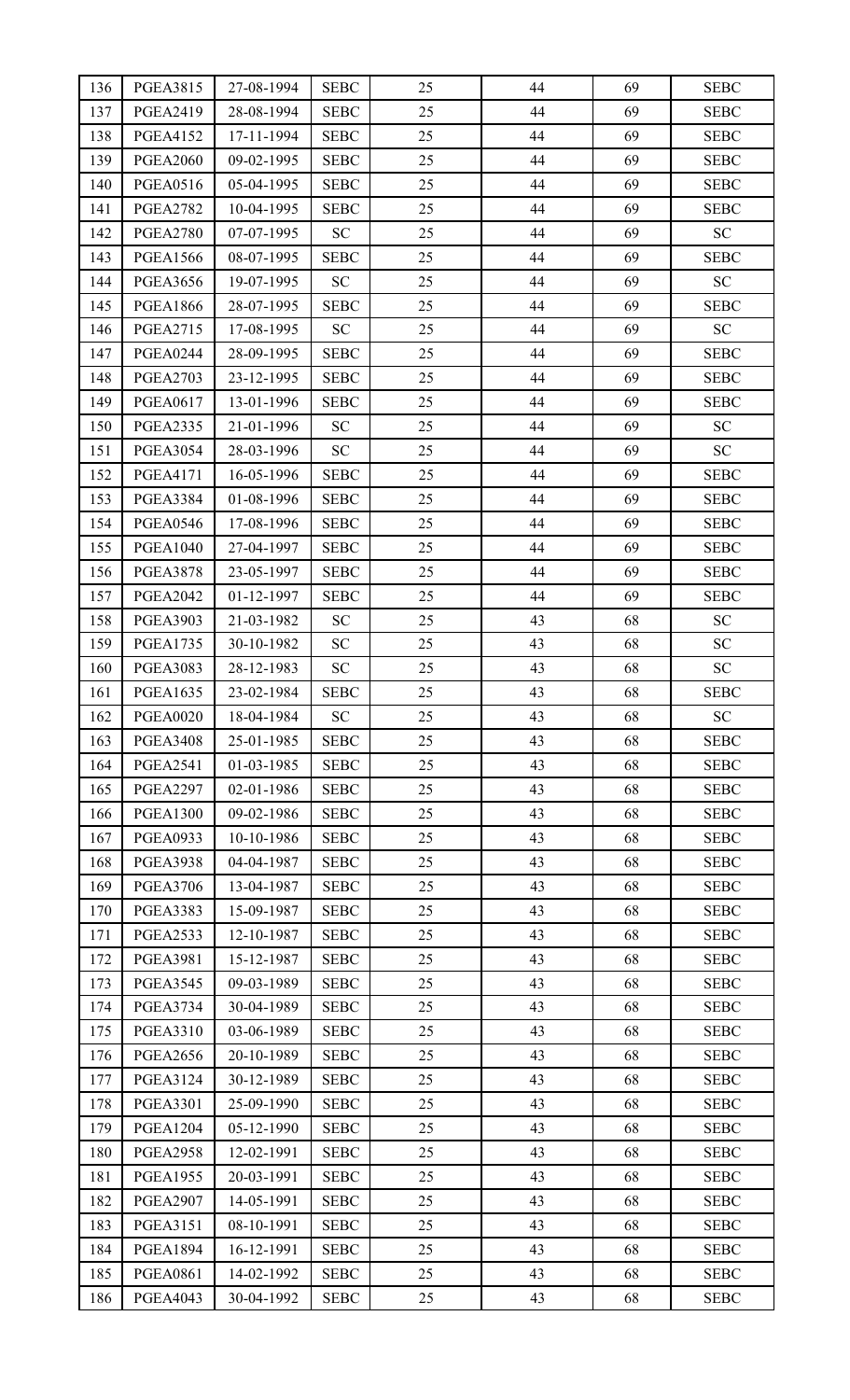| 136 | PGEA3815 | 27-08-1994 | SEBC | 25 | 44 | 69 | SEBC |
|---|---|---|---|---|---|---|---|
| 137 | PGEA2419 | 28-08-1994 | SEBC | 25 | 44 | 69 | SEBC |
| 138 | PGEA4152 | 17-11-1994 | SEBC | 25 | 44 | 69 | SEBC |
| 139 | PGEA2060 | 09-02-1995 | SEBC | 25 | 44 | 69 | SEBC |
| 140 | PGEA0516 | 05-04-1995 | SEBC | 25 | 44 | 69 | SEBC |
| 141 | PGEA2782 | 10-04-1995 | SEBC | 25 | 44 | 69 | SEBC |
| 142 | PGEA2780 | 07-07-1995 | SC | 25 | 44 | 69 | SC |
| 143 | PGEA1566 | 08-07-1995 | SEBC | 25 | 44 | 69 | SEBC |
| 144 | PGEA3656 | 19-07-1995 | SC | 25 | 44 | 69 | SC |
| 145 | PGEA1866 | 28-07-1995 | SEBC | 25 | 44 | 69 | SEBC |
| 146 | PGEA2715 | 17-08-1995 | SC | 25 | 44 | 69 | SC |
| 147 | PGEA0244 | 28-09-1995 | SEBC | 25 | 44 | 69 | SEBC |
| 148 | PGEA2703 | 23-12-1995 | SEBC | 25 | 44 | 69 | SEBC |
| 149 | PGEA0617 | 13-01-1996 | SEBC | 25 | 44 | 69 | SEBC |
| 150 | PGEA2335 | 21-01-1996 | SC | 25 | 44 | 69 | SC |
| 151 | PGEA3054 | 28-03-1996 | SC | 25 | 44 | 69 | SC |
| 152 | PGEA4171 | 16-05-1996 | SEBC | 25 | 44 | 69 | SEBC |
| 153 | PGEA3384 | 01-08-1996 | SEBC | 25 | 44 | 69 | SEBC |
| 154 | PGEA0546 | 17-08-1996 | SEBC | 25 | 44 | 69 | SEBC |
| 155 | PGEA1040 | 27-04-1997 | SEBC | 25 | 44 | 69 | SEBC |
| 156 | PGEA3878 | 23-05-1997 | SEBC | 25 | 44 | 69 | SEBC |
| 157 | PGEA2042 | 01-12-1997 | SEBC | 25 | 44 | 69 | SEBC |
| 158 | PGEA3903 | 21-03-1982 | SC | 25 | 43 | 68 | SC |
| 159 | PGEA1735 | 30-10-1982 | SC | 25 | 43 | 68 | SC |
| 160 | PGEA3083 | 28-12-1983 | SC | 25 | 43 | 68 | SC |
| 161 | PGEA1635 | 23-02-1984 | SEBC | 25 | 43 | 68 | SEBC |
| 162 | PGEA0020 | 18-04-1984 | SC | 25 | 43 | 68 | SC |
| 163 | PGEA3408 | 25-01-1985 | SEBC | 25 | 43 | 68 | SEBC |
| 164 | PGEA2541 | 01-03-1985 | SEBC | 25 | 43 | 68 | SEBC |
| 165 | PGEA2297 | 02-01-1986 | SEBC | 25 | 43 | 68 | SEBC |
| 166 | PGEA1300 | 09-02-1986 | SEBC | 25 | 43 | 68 | SEBC |
| 167 | PGEA0933 | 10-10-1986 | SEBC | 25 | 43 | 68 | SEBC |
| 168 | PGEA3938 | 04-04-1987 | SEBC | 25 | 43 | 68 | SEBC |
| 169 | PGEA3706 | 13-04-1987 | SEBC | 25 | 43 | 68 | SEBC |
| 170 | PGEA3383 | 15-09-1987 | SEBC | 25 | 43 | 68 | SEBC |
| 171 | PGEA2533 | 12-10-1987 | SEBC | 25 | 43 | 68 | SEBC |
| 172 | PGEA3981 | 15-12-1987 | SEBC | 25 | 43 | 68 | SEBC |
| 173 | PGEA3545 | 09-03-1989 | SEBC | 25 | 43 | 68 | SEBC |
| 174 | PGEA3734 | 30-04-1989 | SEBC | 25 | 43 | 68 | SEBC |
| 175 | PGEA3310 | 03-06-1989 | SEBC | 25 | 43 | 68 | SEBC |
| 176 | PGEA2656 | 20-10-1989 | SEBC | 25 | 43 | 68 | SEBC |
| 177 | PGEA3124 | 30-12-1989 | SEBC | 25 | 43 | 68 | SEBC |
| 178 | PGEA3301 | 25-09-1990 | SEBC | 25 | 43 | 68 | SEBC |
| 179 | PGEA1204 | 05-12-1990 | SEBC | 25 | 43 | 68 | SEBC |
| 180 | PGEA2958 | 12-02-1991 | SEBC | 25 | 43 | 68 | SEBC |
| 181 | PGEA1955 | 20-03-1991 | SEBC | 25 | 43 | 68 | SEBC |
| 182 | PGEA2907 | 14-05-1991 | SEBC | 25 | 43 | 68 | SEBC |
| 183 | PGEA3151 | 08-10-1991 | SEBC | 25 | 43 | 68 | SEBC |
| 184 | PGEA1894 | 16-12-1991 | SEBC | 25 | 43 | 68 | SEBC |
| 185 | PGEA0861 | 14-02-1992 | SEBC | 25 | 43 | 68 | SEBC |
| 186 | PGEA4043 | 30-04-1992 | SEBC | 25 | 43 | 68 | SEBC |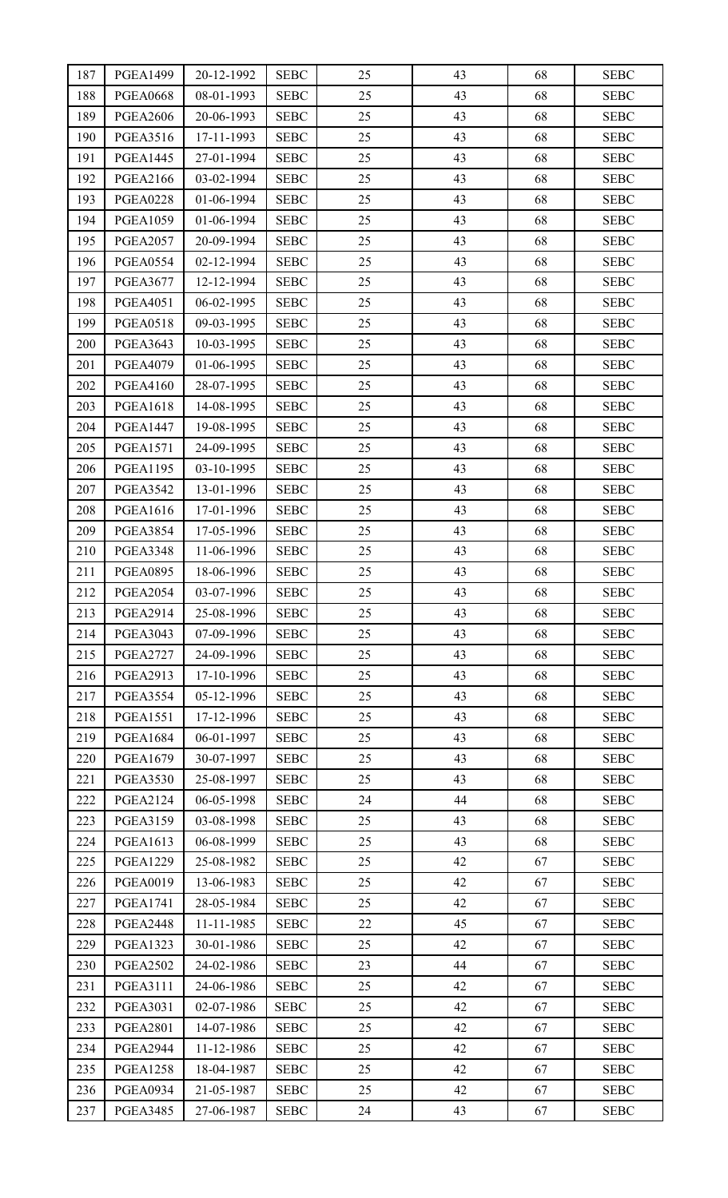| 187 | PGEA1499 | 20-12-1992 | SEBC | 25 | 43 | 68 | SEBC |
|---|---|---|---|---|---|---|---|
| 188 | PGEA0668 | 08-01-1993 | SEBC | 25 | 43 | 68 | SEBC |
| 189 | PGEA2606 | 20-06-1993 | SEBC | 25 | 43 | 68 | SEBC |
| 190 | PGEA3516 | 17-11-1993 | SEBC | 25 | 43 | 68 | SEBC |
| 191 | PGEA1445 | 27-01-1994 | SEBC | 25 | 43 | 68 | SEBC |
| 192 | PGEA2166 | 03-02-1994 | SEBC | 25 | 43 | 68 | SEBC |
| 193 | PGEA0228 | 01-06-1994 | SEBC | 25 | 43 | 68 | SEBC |
| 194 | PGEA1059 | 01-06-1994 | SEBC | 25 | 43 | 68 | SEBC |
| 195 | PGEA2057 | 20-09-1994 | SEBC | 25 | 43 | 68 | SEBC |
| 196 | PGEA0554 | 02-12-1994 | SEBC | 25 | 43 | 68 | SEBC |
| 197 | PGEA3677 | 12-12-1994 | SEBC | 25 | 43 | 68 | SEBC |
| 198 | PGEA4051 | 06-02-1995 | SEBC | 25 | 43 | 68 | SEBC |
| 199 | PGEA0518 | 09-03-1995 | SEBC | 25 | 43 | 68 | SEBC |
| 200 | PGEA3643 | 10-03-1995 | SEBC | 25 | 43 | 68 | SEBC |
| 201 | PGEA4079 | 01-06-1995 | SEBC | 25 | 43 | 68 | SEBC |
| 202 | PGEA4160 | 28-07-1995 | SEBC | 25 | 43 | 68 | SEBC |
| 203 | PGEA1618 | 14-08-1995 | SEBC | 25 | 43 | 68 | SEBC |
| 204 | PGEA1447 | 19-08-1995 | SEBC | 25 | 43 | 68 | SEBC |
| 205 | PGEA1571 | 24-09-1995 | SEBC | 25 | 43 | 68 | SEBC |
| 206 | PGEA1195 | 03-10-1995 | SEBC | 25 | 43 | 68 | SEBC |
| 207 | PGEA3542 | 13-01-1996 | SEBC | 25 | 43 | 68 | SEBC |
| 208 | PGEA1616 | 17-01-1996 | SEBC | 25 | 43 | 68 | SEBC |
| 209 | PGEA3854 | 17-05-1996 | SEBC | 25 | 43 | 68 | SEBC |
| 210 | PGEA3348 | 11-06-1996 | SEBC | 25 | 43 | 68 | SEBC |
| 211 | PGEA0895 | 18-06-1996 | SEBC | 25 | 43 | 68 | SEBC |
| 212 | PGEA2054 | 03-07-1996 | SEBC | 25 | 43 | 68 | SEBC |
| 213 | PGEA2914 | 25-08-1996 | SEBC | 25 | 43 | 68 | SEBC |
| 214 | PGEA3043 | 07-09-1996 | SEBC | 25 | 43 | 68 | SEBC |
| 215 | PGEA2727 | 24-09-1996 | SEBC | 25 | 43 | 68 | SEBC |
| 216 | PGEA2913 | 17-10-1996 | SEBC | 25 | 43 | 68 | SEBC |
| 217 | PGEA3554 | 05-12-1996 | SEBC | 25 | 43 | 68 | SEBC |
| 218 | PGEA1551 | 17-12-1996 | SEBC | 25 | 43 | 68 | SEBC |
| 219 | PGEA1684 | 06-01-1997 | SEBC | 25 | 43 | 68 | SEBC |
| 220 | PGEA1679 | 30-07-1997 | SEBC | 25 | 43 | 68 | SEBC |
| 221 | PGEA3530 | 25-08-1997 | SEBC | 25 | 43 | 68 | SEBC |
| 222 | PGEA2124 | 06-05-1998 | SEBC | 24 | 44 | 68 | SEBC |
| 223 | PGEA3159 | 03-08-1998 | SEBC | 25 | 43 | 68 | SEBC |
| 224 | PGEA1613 | 06-08-1999 | SEBC | 25 | 43 | 68 | SEBC |
| 225 | PGEA1229 | 25-08-1982 | SEBC | 25 | 42 | 67 | SEBC |
| 226 | PGEA0019 | 13-06-1983 | SEBC | 25 | 42 | 67 | SEBC |
| 227 | PGEA1741 | 28-05-1984 | SEBC | 25 | 42 | 67 | SEBC |
| 228 | PGEA2448 | 11-11-1985 | SEBC | 22 | 45 | 67 | SEBC |
| 229 | PGEA1323 | 30-01-1986 | SEBC | 25 | 42 | 67 | SEBC |
| 230 | PGEA2502 | 24-02-1986 | SEBC | 23 | 44 | 67 | SEBC |
| 231 | PGEA3111 | 24-06-1986 | SEBC | 25 | 42 | 67 | SEBC |
| 232 | PGEA3031 | 02-07-1986 | SEBC | 25 | 42 | 67 | SEBC |
| 233 | PGEA2801 | 14-07-1986 | SEBC | 25 | 42 | 67 | SEBC |
| 234 | PGEA2944 | 11-12-1986 | SEBC | 25 | 42 | 67 | SEBC |
| 235 | PGEA1258 | 18-04-1987 | SEBC | 25 | 42 | 67 | SEBC |
| 236 | PGEA0934 | 21-05-1987 | SEBC | 25 | 42 | 67 | SEBC |
| 237 | PGEA3485 | 27-06-1987 | SEBC | 24 | 43 | 67 | SEBC |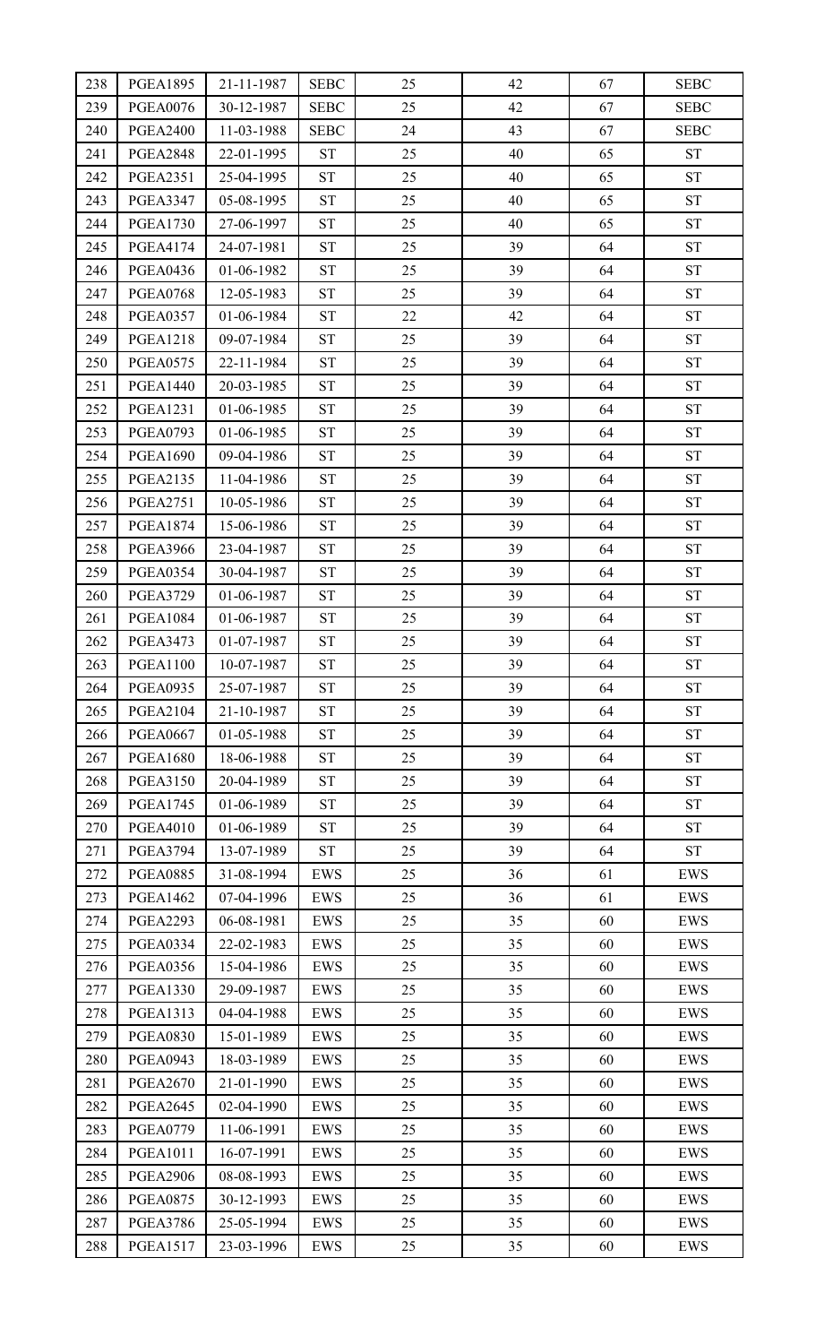| 238 | PGEA1895 | 21-11-1987 | SEBC | 25 | 42 | 67 | SEBC |
|---|---|---|---|---|---|---|---|
| 239 | PGEA0076 | 30-12-1987 | SEBC | 25 | 42 | 67 | SEBC |
| 240 | PGEA2400 | 11-03-1988 | SEBC | 24 | 43 | 67 | SEBC |
| 241 | PGEA2848 | 22-01-1995 | ST | 25 | 40 | 65 | ST |
| 242 | PGEA2351 | 25-04-1995 | ST | 25 | 40 | 65 | ST |
| 243 | PGEA3347 | 05-08-1995 | ST | 25 | 40 | 65 | ST |
| 244 | PGEA1730 | 27-06-1997 | ST | 25 | 40 | 65 | ST |
| 245 | PGEA4174 | 24-07-1981 | ST | 25 | 39 | 64 | ST |
| 246 | PGEA0436 | 01-06-1982 | ST | 25 | 39 | 64 | ST |
| 247 | PGEA0768 | 12-05-1983 | ST | 25 | 39 | 64 | ST |
| 248 | PGEA0357 | 01-06-1984 | ST | 22 | 42 | 64 | ST |
| 249 | PGEA1218 | 09-07-1984 | ST | 25 | 39 | 64 | ST |
| 250 | PGEA0575 | 22-11-1984 | ST | 25 | 39 | 64 | ST |
| 251 | PGEA1440 | 20-03-1985 | ST | 25 | 39 | 64 | ST |
| 252 | PGEA1231 | 01-06-1985 | ST | 25 | 39 | 64 | ST |
| 253 | PGEA0793 | 01-06-1985 | ST | 25 | 39 | 64 | ST |
| 254 | PGEA1690 | 09-04-1986 | ST | 25 | 39 | 64 | ST |
| 255 | PGEA2135 | 11-04-1986 | ST | 25 | 39 | 64 | ST |
| 256 | PGEA2751 | 10-05-1986 | ST | 25 | 39 | 64 | ST |
| 257 | PGEA1874 | 15-06-1986 | ST | 25 | 39 | 64 | ST |
| 258 | PGEA3966 | 23-04-1987 | ST | 25 | 39 | 64 | ST |
| 259 | PGEA0354 | 30-04-1987 | ST | 25 | 39 | 64 | ST |
| 260 | PGEA3729 | 01-06-1987 | ST | 25 | 39 | 64 | ST |
| 261 | PGEA1084 | 01-06-1987 | ST | 25 | 39 | 64 | ST |
| 262 | PGEA3473 | 01-07-1987 | ST | 25 | 39 | 64 | ST |
| 263 | PGEA1100 | 10-07-1987 | ST | 25 | 39 | 64 | ST |
| 264 | PGEA0935 | 25-07-1987 | ST | 25 | 39 | 64 | ST |
| 265 | PGEA2104 | 21-10-1987 | ST | 25 | 39 | 64 | ST |
| 266 | PGEA0667 | 01-05-1988 | ST | 25 | 39 | 64 | ST |
| 267 | PGEA1680 | 18-06-1988 | ST | 25 | 39 | 64 | ST |
| 268 | PGEA3150 | 20-04-1989 | ST | 25 | 39 | 64 | ST |
| 269 | PGEA1745 | 01-06-1989 | ST | 25 | 39 | 64 | ST |
| 270 | PGEA4010 | 01-06-1989 | ST | 25 | 39 | 64 | ST |
| 271 | PGEA3794 | 13-07-1989 | ST | 25 | 39 | 64 | ST |
| 272 | PGEA0885 | 31-08-1994 | EWS | 25 | 36 | 61 | EWS |
| 273 | PGEA1462 | 07-04-1996 | EWS | 25 | 36 | 61 | EWS |
| 274 | PGEA2293 | 06-08-1981 | EWS | 25 | 35 | 60 | EWS |
| 275 | PGEA0334 | 22-02-1983 | EWS | 25 | 35 | 60 | EWS |
| 276 | PGEA0356 | 15-04-1986 | EWS | 25 | 35 | 60 | EWS |
| 277 | PGEA1330 | 29-09-1987 | EWS | 25 | 35 | 60 | EWS |
| 278 | PGEA1313 | 04-04-1988 | EWS | 25 | 35 | 60 | EWS |
| 279 | PGEA0830 | 15-01-1989 | EWS | 25 | 35 | 60 | EWS |
| 280 | PGEA0943 | 18-03-1989 | EWS | 25 | 35 | 60 | EWS |
| 281 | PGEA2670 | 21-01-1990 | EWS | 25 | 35 | 60 | EWS |
| 282 | PGEA2645 | 02-04-1990 | EWS | 25 | 35 | 60 | EWS |
| 283 | PGEA0779 | 11-06-1991 | EWS | 25 | 35 | 60 | EWS |
| 284 | PGEA1011 | 16-07-1991 | EWS | 25 | 35 | 60 | EWS |
| 285 | PGEA2906 | 08-08-1993 | EWS | 25 | 35 | 60 | EWS |
| 286 | PGEA0875 | 30-12-1993 | EWS | 25 | 35 | 60 | EWS |
| 287 | PGEA3786 | 25-05-1994 | EWS | 25 | 35 | 60 | EWS |
| 288 | PGEA1517 | 23-03-1996 | EWS | 25 | 35 | 60 | EWS |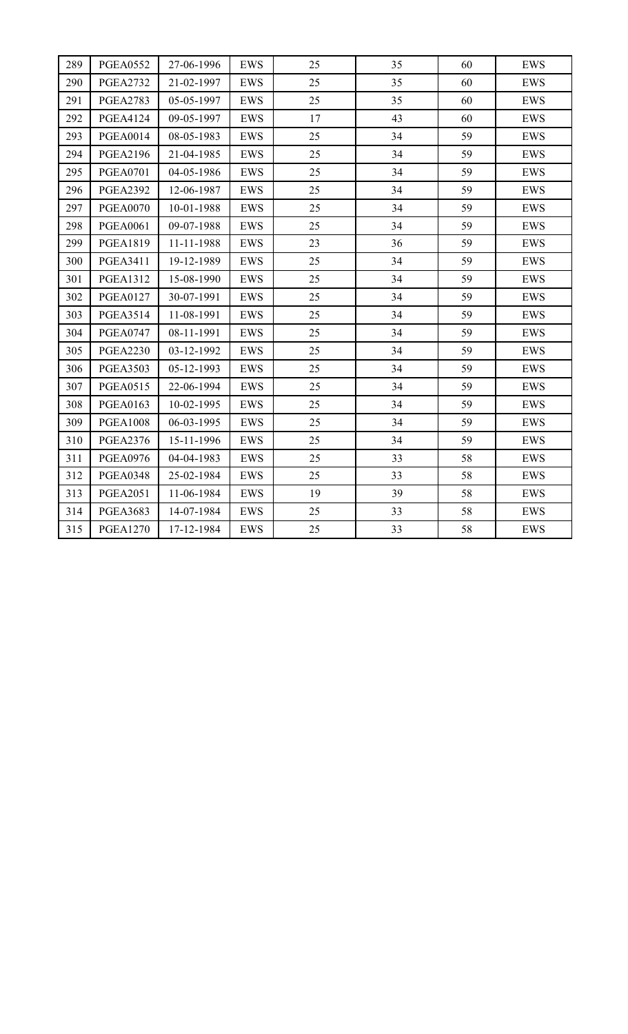| | | | | | | | |
|---|---|---|---|---|---|---|---|
| 289 | PGEA0552 | 27-06-1996 | EWS | 25 | 35 | 60 | EWS |
| 290 | PGEA2732 | 21-02-1997 | EWS | 25 | 35 | 60 | EWS |
| 291 | PGEA2783 | 05-05-1997 | EWS | 25 | 35 | 60 | EWS |
| 292 | PGEA4124 | 09-05-1997 | EWS | 17 | 43 | 60 | EWS |
| 293 | PGEA0014 | 08-05-1983 | EWS | 25 | 34 | 59 | EWS |
| 294 | PGEA2196 | 21-04-1985 | EWS | 25 | 34 | 59 | EWS |
| 295 | PGEA0701 | 04-05-1986 | EWS | 25 | 34 | 59 | EWS |
| 296 | PGEA2392 | 12-06-1987 | EWS | 25 | 34 | 59 | EWS |
| 297 | PGEA0070 | 10-01-1988 | EWS | 25 | 34 | 59 | EWS |
| 298 | PGEA0061 | 09-07-1988 | EWS | 25 | 34 | 59 | EWS |
| 299 | PGEA1819 | 11-11-1988 | EWS | 23 | 36 | 59 | EWS |
| 300 | PGEA3411 | 19-12-1989 | EWS | 25 | 34 | 59 | EWS |
| 301 | PGEA1312 | 15-08-1990 | EWS | 25 | 34 | 59 | EWS |
| 302 | PGEA0127 | 30-07-1991 | EWS | 25 | 34 | 59 | EWS |
| 303 | PGEA3514 | 11-08-1991 | EWS | 25 | 34 | 59 | EWS |
| 304 | PGEA0747 | 08-11-1991 | EWS | 25 | 34 | 59 | EWS |
| 305 | PGEA2230 | 03-12-1992 | EWS | 25 | 34 | 59 | EWS |
| 306 | PGEA3503 | 05-12-1993 | EWS | 25 | 34 | 59 | EWS |
| 307 | PGEA0515 | 22-06-1994 | EWS | 25 | 34 | 59 | EWS |
| 308 | PGEA0163 | 10-02-1995 | EWS | 25 | 34 | 59 | EWS |
| 309 | PGEA1008 | 06-03-1995 | EWS | 25 | 34 | 59 | EWS |
| 310 | PGEA2376 | 15-11-1996 | EWS | 25 | 34 | 59 | EWS |
| 311 | PGEA0976 | 04-04-1983 | EWS | 25 | 33 | 58 | EWS |
| 312 | PGEA0348 | 25-02-1984 | EWS | 25 | 33 | 58 | EWS |
| 313 | PGEA2051 | 11-06-1984 | EWS | 19 | 39 | 58 | EWS |
| 314 | PGEA3683 | 14-07-1984 | EWS | 25 | 33 | 58 | EWS |
| 315 | PGEA1270 | 17-12-1984 | EWS | 25 | 33 | 58 | EWS |